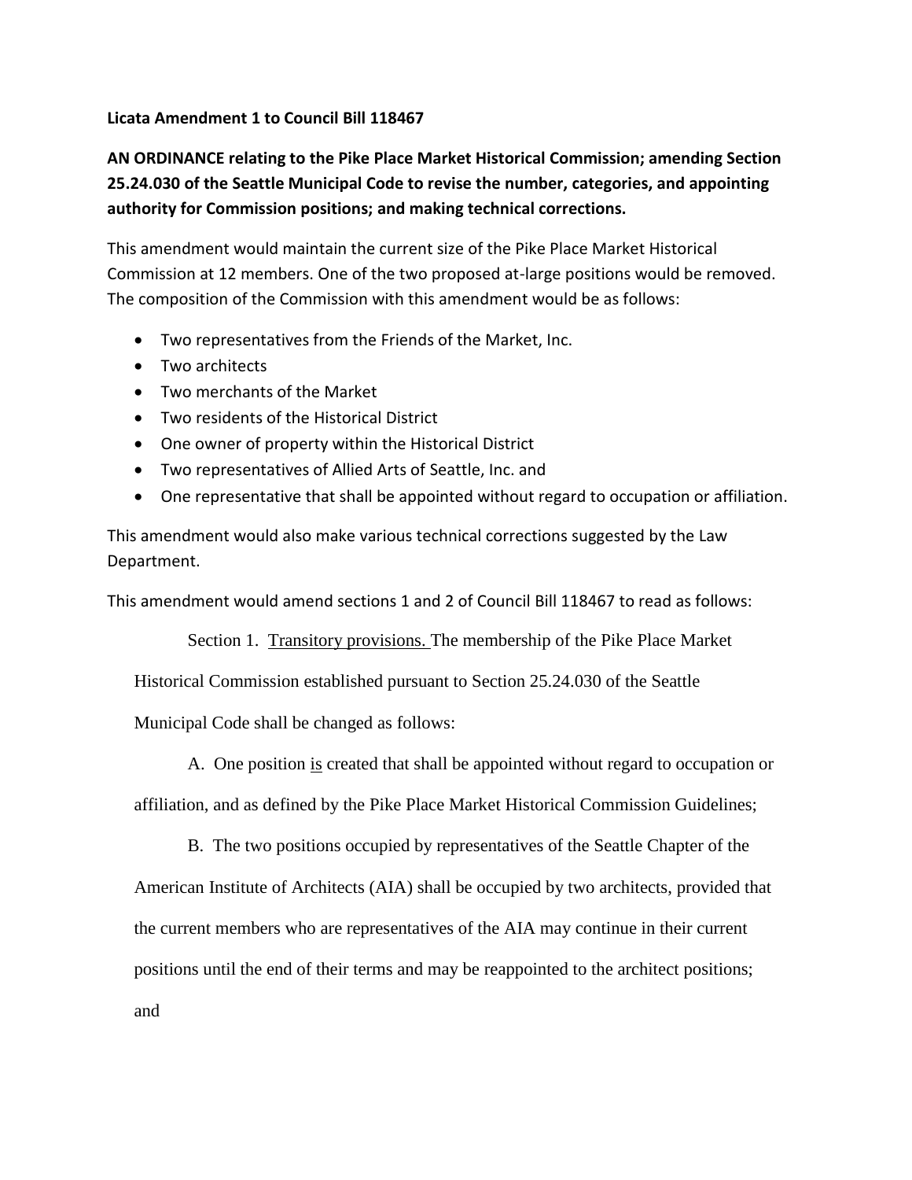**Licata Amendment 1 to Council Bill 118467**

**AN ORDINANCE relating to the Pike Place Market Historical Commission; amending Section 25.24.030 of the Seattle Municipal Code to revise the number, categories, and appointing authority for Commission positions; and making technical corrections.**

This amendment would maintain the current size of the Pike Place Market Historical Commission at 12 members. One of the two proposed at-large positions would be removed. The composition of the Commission with this amendment would be as follows:

- Two representatives from the Friends of the Market, Inc.
- Two architects
- Two merchants of the Market
- Two residents of the Historical District
- One owner of property within the Historical District
- Two representatives of Allied Arts of Seattle, Inc. and
- One representative that shall be appointed without regard to occupation or affiliation.

This amendment would also make various technical corrections suggested by the Law Department.

This amendment would amend sections 1 and 2 of Council Bill 118467 to read as follows:

Section 1. <u>Transitory provisions.</u> The membership of the Pike Place Market Historical Commission established pursuant to Section 25.24.030 of the Seattle Municipal Code shall be changed as follows:

A. One position <u>is</u> created that shall be appointed without regard to occupation or affiliation, and as defined by the Pike Place Market Historical Commission Guidelines;

B. The two positions occupied by representatives of the Seattle Chapter of the American Institute of Architects (AIA) shall be occupied by two architects, provided that the current members who are representatives of the AIA may continue in their current positions until the end of their terms and may be reappointed to the architect positions; and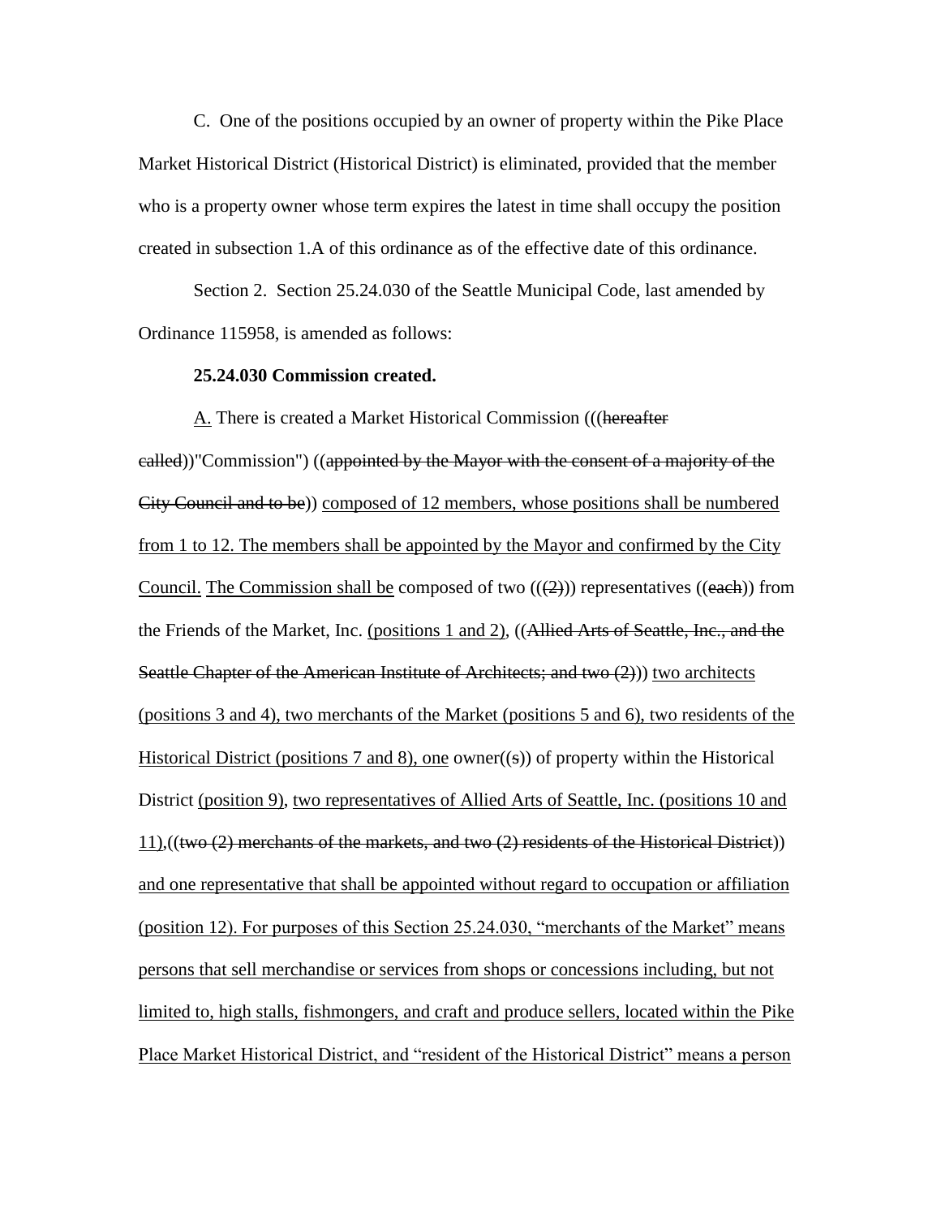C. One of the positions occupied by an owner of property within the Pike Place Market Historical District (Historical District) is eliminated, provided that the member who is a property owner whose term expires the latest in time shall occupy the position created in subsection 1.A of this ordinance as of the effective date of this ordinance.

Section 2. Section 25.24.030 of the Seattle Municipal Code, last amended by Ordinance 115958, is amended as follows:

**25.24.030 Commission created.**

<u>A.</u> There is created a Market Historical Commission (((~~hereafter called~~))"Commission") ((~~appointed by the Mayor with the consent of a majority of the City Council and to be~~)) <u>composed of 12 members, whose positions shall be numbered from 1 to 12. The members shall be appointed by the Mayor and confirmed by the City Council.</u> <u>The Commission shall be</u> composed of two (((~~2~~))) representatives ((~~each~~)) from the Friends of the Market, Inc. <u>(positions 1 and 2)</u>, ((~~Allied Arts of Seattle, Inc., and the Seattle Chapter of the American Institute of Architects; and two (2)~~)) <u>two architects (positions 3 and 4), two merchants of the Market (positions 5 and 6), two residents of the Historical District (positions 7 and 8), one</u> owner((~~s~~)) of property within the Historical District <u>(position 9)</u>, <u>two representatives of Allied Arts of Seattle, Inc. (positions 10 and 11)</u>,((~~two (2) merchants of the markets, and two (2) residents of the Historical District~~)) <u>and one representative that shall be appointed without regard to occupation or affiliation (position 12). For purposes of this Section 25.24.030, "merchants of the Market" means persons that sell merchandise or services from shops or concessions including, but not limited to, high stalls, fishmongers, and craft and produce sellers, located within the Pike Place Market Historical District, and "resident of the Historical District" means a person</u>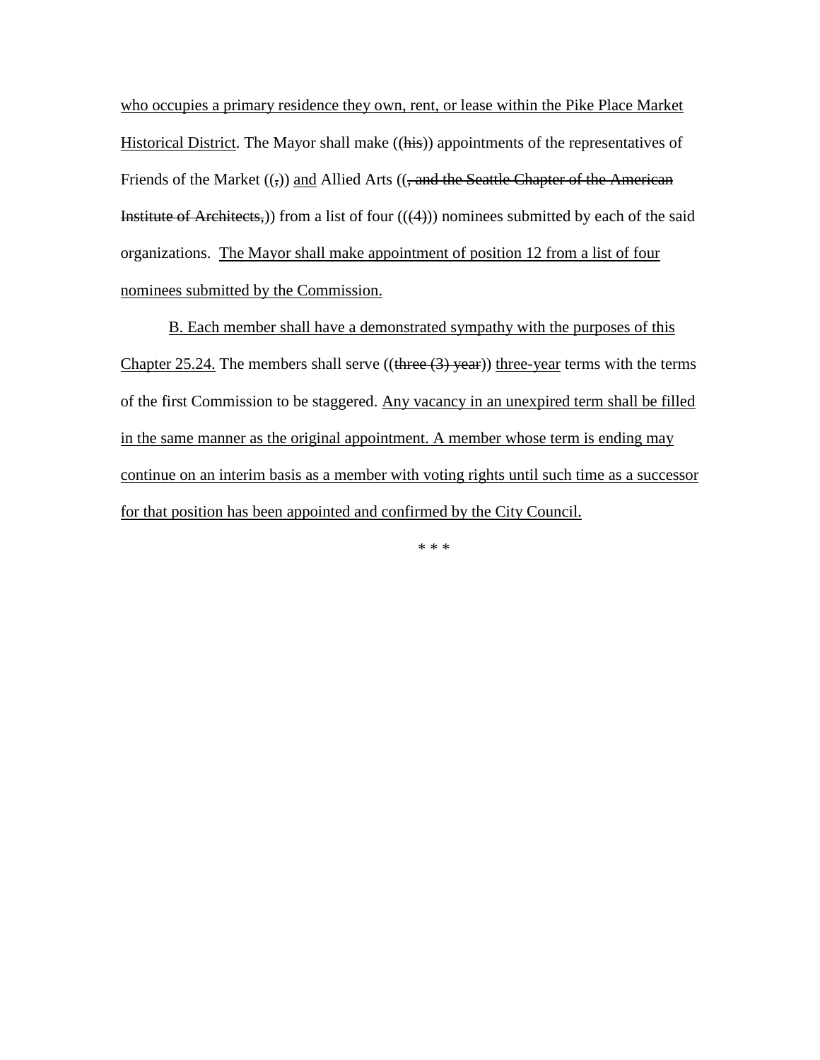<u>who occupies a primary residence they own, rent, or lease within the Pike Place Market Historical District</u>. The Mayor shall make ((~~his~~)) appointments of the representatives of Friends of the Market ((~~,~~)) <u>and</u> Allied Arts ((~~, and the Seattle Chapter of the American Institute of Architects,~~)) from a list of four ((~~(4)~~)) nominees submitted by each of the said organizations. <u>The Mayor shall make appointment of position 12 from a list of four nominees submitted by the Commission.</u>

<u>B. Each member shall have a demonstrated sympathy with the purposes of this Chapter 25.24.</u> The members shall serve ((~~three (3) year~~)) <u>three-year</u> terms with the terms of the first Commission to be staggered. <u>Any vacancy in an unexpired term shall be filled in the same manner as the original appointment. A member whose term is ending may continue on an interim basis as a member with voting rights until such time as a successor for that position has been appointed and confirmed by the City Council.</u>

* * *